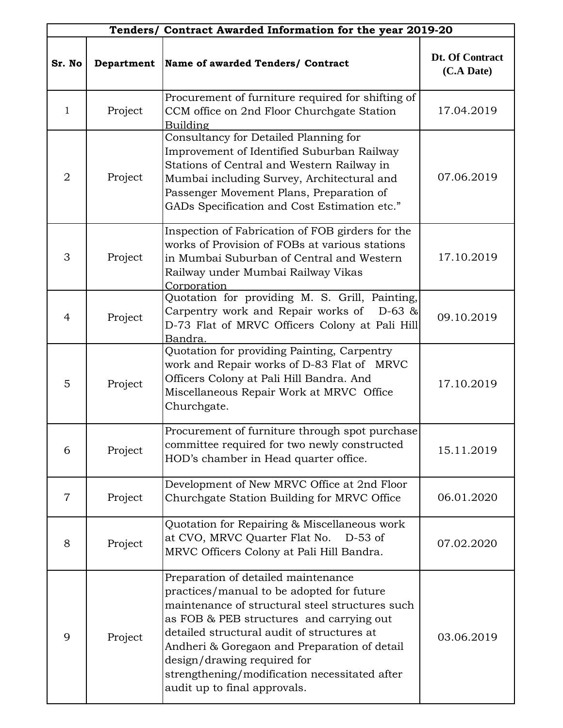| Tenders/ Contract Awarded Information for the year 2019-20 | | | |
|---|---|---|---|
| **Sr. No** | **Department** | **Name of awarded Tenders/ Contract** | **Dt. Of Contract (C.A Date)** |
| 1 | Project | Procurement of furniture required for shifting of CCM office on 2nd Floor Churchgate Station Building | 17.04.2019 |
| 2 | Project | Consultancy for Detailed Planning for Improvement of Identified Suburban Railway Stations of Central and Western Railway in Mumbai including Survey, Architectural and Passenger Movement Plans, Preparation of GADs Specification and Cost Estimation etc.” | 07.06.2019 |
| 3 | Project | Inspection of Fabrication of FOB girders for the works of Provision of FOBs at various stations in Mumbai Suburban of Central and Western Railway under Mumbai Railway Vikas Corporation | 17.10.2019 |
| 4 | Project | Quotation for providing M. S. Grill, Painting, Carpentry work and Repair works of D-63 & D-73 Flat of MRVC Officers Colony at Pali Hill Bandra. | 09.10.2019 |
| 5 | Project | Quotation for providing Painting, Carpentry work and Repair works of D-83 Flat of MRVC Officers Colony at Pali Hill Bandra. And Miscellaneous Repair Work at MRVC Office Churchgate. | 17.10.2019 |
| 6 | Project | Procurement of furniture through spot purchase committee required for two newly constructed HOD’s chamber in Head quarter office. | 15.11.2019 |
| 7 | Project | Development of New MRVC Office at 2nd Floor Churchgate Station Building for MRVC Office | 06.01.2020 |
| 8 | Project | Quotation for Repairing & Miscellaneous work at CVO, MRVC Quarter Flat No. D-53 of MRVC Officers Colony at Pali Hill Bandra. | 07.02.2020 |
| 9 | Project | Preparation of detailed maintenance practices/manual to be adopted for future maintenance of structural steel structures such as FOB & PEB structures and carrying out detailed structural audit of structures at Andheri & Goregaon and Preparation of detail design/drawing required for strengthening/modification necessitated after audit up to final approvals. | 03.06.2019 |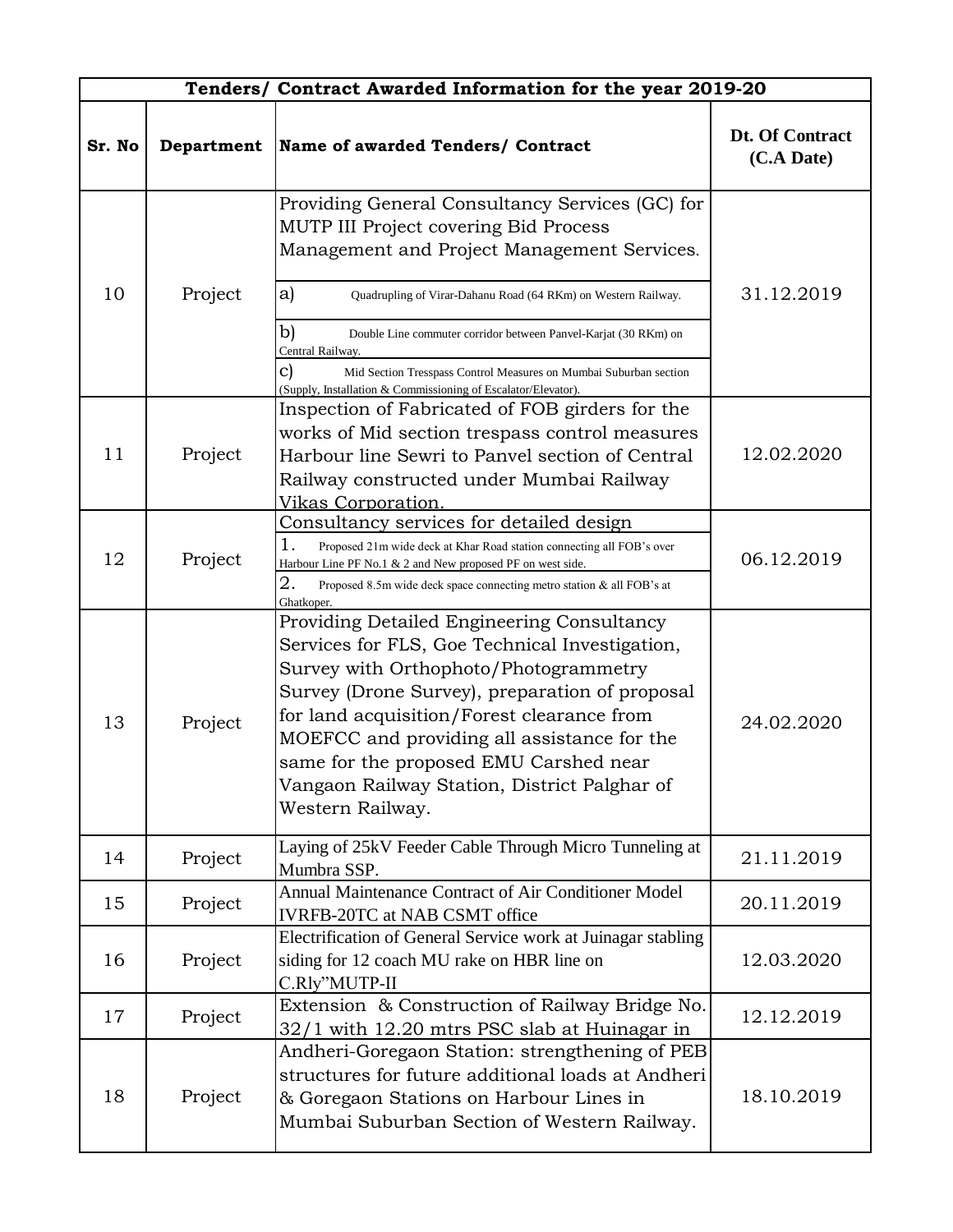| Tenders/ Contract Awarded Information for the year 2019-20 | | | |
|---|---|---|---|
| **Sr. No** | **Department** | **Name of awarded Tenders/ Contract** | **Dt. Of Contract (C.A Date)** |
| 10 | Project | Providing General Consultancy Services (GC) for MUTP III Project covering Bid Process Management and Project Management Services.<br>a) Quadrupling of Virar-Dahanu Road (64 RKm) on Western Railway.<br>b) Double Line commuter corridor between Panvel-Karjat (30 RKm) on Central Railway.<br>c) Mid Section Tresspass Control Measures on Mumbai Suburban section (Supply, Installation & Commissioning of Escalator/Elevator). | 31.12.2019 |
| 11 | Project | Inspection of Fabricated of FOB girders for the works of Mid section trespass control measures Harbour line Sewri to Panvel section of Central Railway constructed under Mumbai Railway Vikas Corporation. | 12.02.2020 |
| 12 | Project | Consultancy services for detailed design<br>1. Proposed 21m wide deck at Khar Road station connecting all FOB's over Harbour Line PF No.1 & 2 and New proposed PF on west side.<br>2. Proposed 8.5m wide deck space connecting metro station & all FOB's at Ghatkoper. | 06.12.2019 |
| 13 | Project | Providing Detailed Engineering Consultancy Services for FLS, Goe Technical Investigation, Survey with Orthophoto/Photogrammetry Survey (Drone Survey), preparation of proposal for land acquisition/Forest clearance from MOEFCC and providing all assistance for the same for the proposed EMU Carshed near Vangaon Railway Station, District Palghar of Western Railway. | 24.02.2020 |
| 14 | Project | Laying of 25kV Feeder Cable Through Micro Tunneling at Mumbra SSP. | 21.11.2019 |
| 15 | Project | Annual Maintenance Contract of Air Conditioner Model IVRFB-20TC at NAB CSMT office | 20.11.2019 |
| 16 | Project | Electrification of General Service work at Juinagar stabling siding for 12 coach MU rake on HBR line on C.Rly"MUTP-II | 12.03.2020 |
| 17 | Project | Extension & Construction of Railway Bridge No. 32/1 with 12.20 mtrs PSC slab at Huinagar in | 12.12.2019 |
| 18 | Project | Andheri-Goregaon Station: strengthening of PEB structures for future additional loads at Andheri & Goregaon Stations on Harbour Lines in Mumbai Suburban Section of Western Railway. | 18.10.2019 |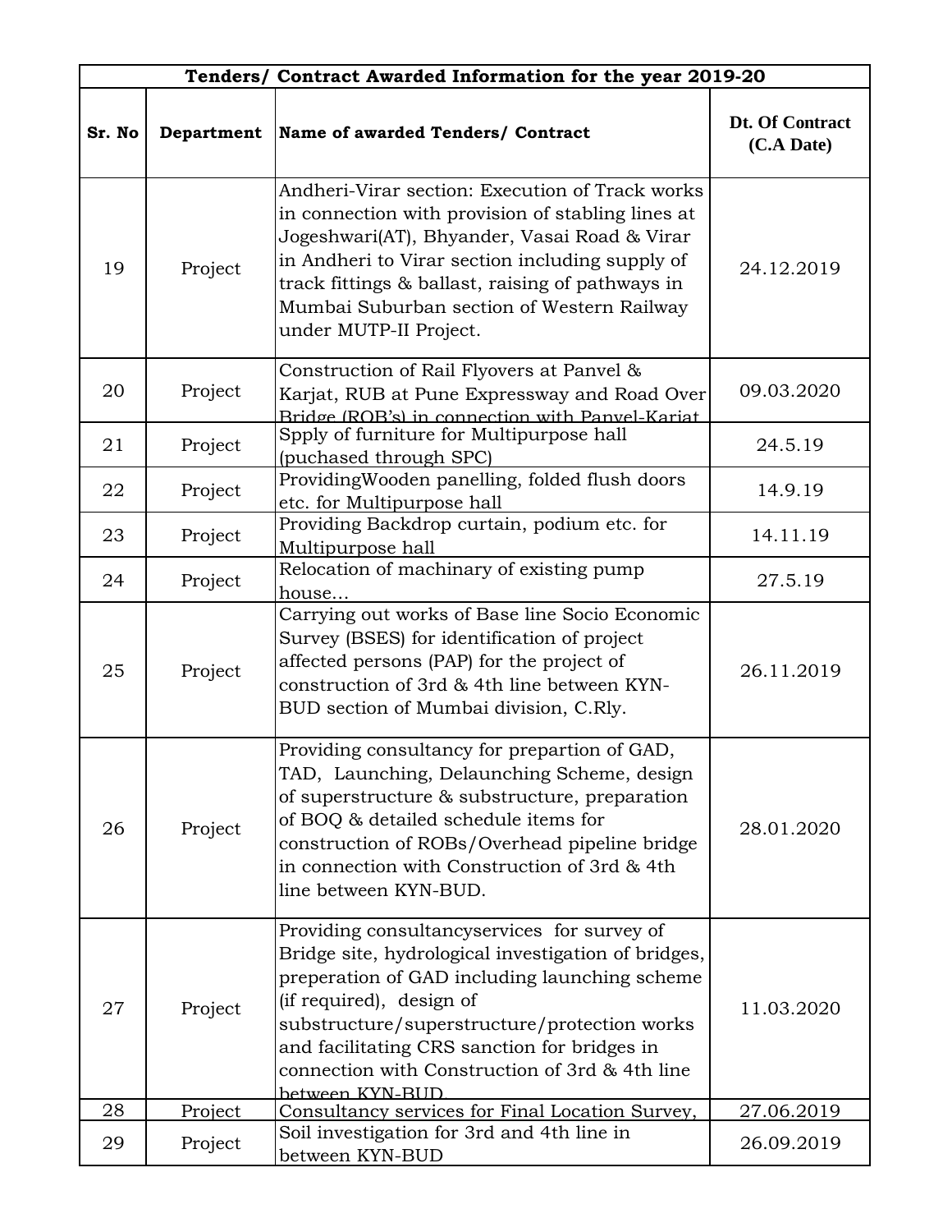| Tenders/ Contract Awarded Information for the year 2019-20 | | | |
|---|---|---|---|
| **Sr. No** | **Department** | **Name of awarded Tenders/ Contract** | **Dt. Of Contract (C.A Date)** |
| 19 | Project | Andheri-Virar section: Execution of Track works in connection with provision of stabling lines at Jogeshwari(AT), Bhyander, Vasai Road & Virar in Andheri to Virar section including supply of track fittings & ballast, raising of pathways in Mumbai Suburban section of Western Railway under MUTP-II Project. | 24.12.2019 |
| 20 | Project | Construction of Rail Flyovers at Panvel & Karjat, RUB at Pune Expressway and Road Over Bridge (ROB's) in connection with Panvel-Karjat | 09.03.2020 |
| 21 | Project | Spply of furniture for Multipurpose hall (puchased through SPC) | 24.5.19 |
| 22 | Project | ProvidingWooden panelling, folded flush doors etc. for Multipurpose hall | 14.9.19 |
| 23 | Project | Providing Backdrop curtain, podium etc. for Multipurpose hall | 14.11.19 |
| 24 | Project | Relocation of machinary of existing pump house... | 27.5.19 |
| 25 | Project | Carrying out works of Base line Socio Economic Survey (BSES) for identification of project affected persons (PAP) for the project of construction of 3rd & 4th line between KYN-BUD section of Mumbai division, C.Rly. | 26.11.2019 |
| 26 | Project | Providing consultancy for prepartion of GAD, TAD, Launching, Delaunching Scheme, design of superstructure & substructure, preparation of BOQ & detailed schedule items for construction of ROBs/Overhead pipeline bridge in connection with Construction of 3rd & 4th line between KYN-BUD. | 28.01.2020 |
| 27 | Project | Providing consultancyservices for survey of Bridge site, hydrological investigation of bridges, preperation of GAD including launching scheme (if required), design of substructure/superstructure/protection works and facilitating CRS sanction for bridges in connection with Construction of 3rd & 4th line between KYN-BUD | 11.03.2020 |
| 28 | Project | Consultancy services for Final Location Survey, | 27.06.2019 |
| 29 | Project | Soil investigation for 3rd and 4th line in between KYN-BUD | 26.09.2019 |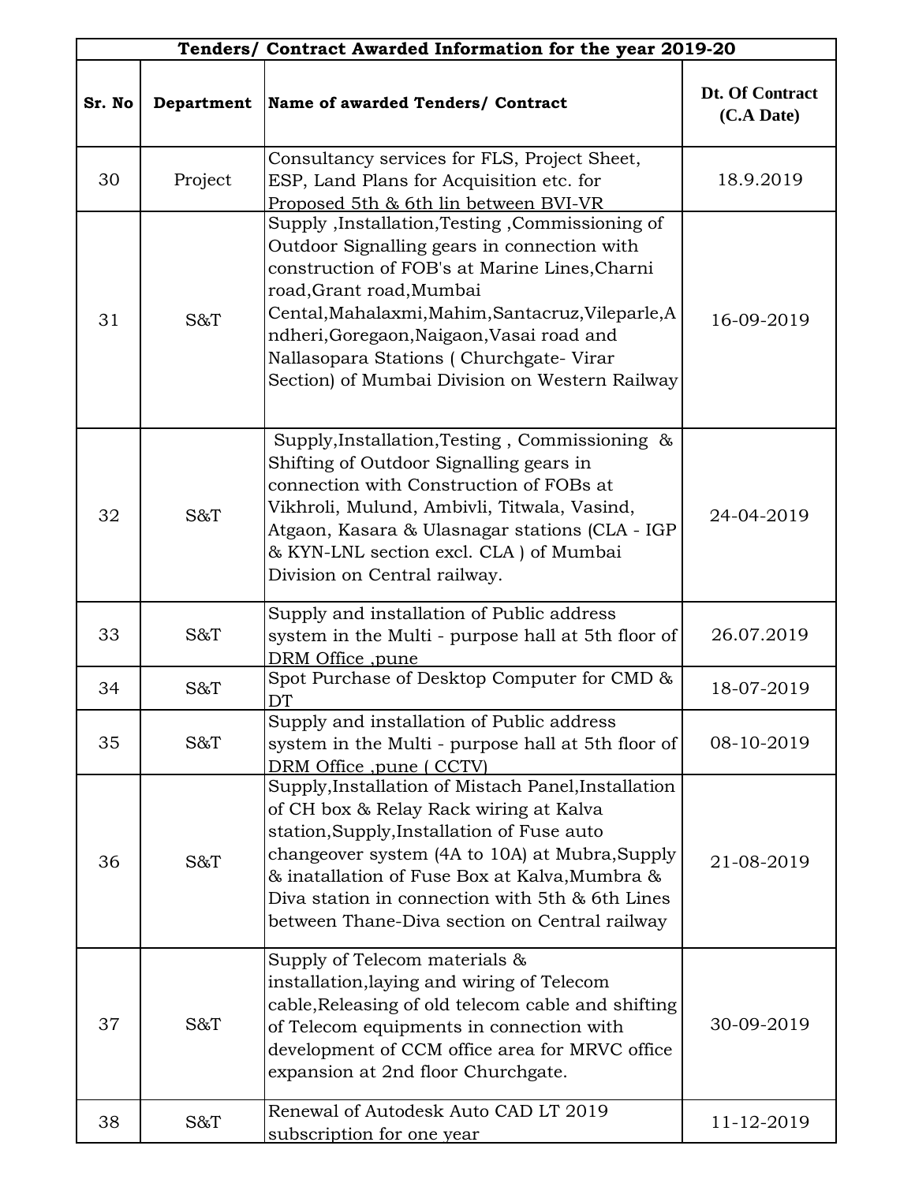| Tenders/ Contract Awarded Information for the year 2019-20 | | | |
|---|---|---|---|
| **Sr. No** | **Department** | **Name of awarded Tenders/ Contract** | **Dt. Of Contract (C.A Date)** |
| 30 | Project | Consultancy services for FLS, Project Sheet, ESP, Land Plans for Acquisition etc. for Proposed 5th & 6th lin between BVI-VR | 18.9.2019 |
| 31 | S&T | Supply ,Installation,Testing ,Commissioning of Outdoor Signalling gears in connection with construction of FOB's at Marine Lines,Charni road,Grant road,Mumbai Cental,Mahalaxmi,Mahim,Santacruz,Vileparle,Andheri,Goregaon,Naigaon,Vasai road and Nallasopara Stations ( Churchgate- Virar Section) of Mumbai Division on Western Railway | 16-09-2019 |
| 32 | S&T | Supply,Installation,Testing , Commissioning & Shifting of Outdoor Signalling gears in connection with Construction of FOBs at Vikhroli, Mulund, Ambivli, Titwala, Vasind, Atgaon, Kasara & Ulasnagar stations (CLA - IGP & KYN-LNL section excl. CLA ) of Mumbai Division on Central railway. | 24-04-2019 |
| 33 | S&T | Supply and installation of Public address system in the Multi - purpose hall at 5th floor of DRM Office ,pune | 26.07.2019 |
| 34 | S&T | Spot Purchase of Desktop Computer for CMD & DT | 18-07-2019 |
| 35 | S&T | Supply and installation of Public address system in the Multi - purpose hall at 5th floor of DRM Office ,pune ( CCTV) | 08-10-2019 |
| 36 | S&T | Supply,Installation of Mistach Panel,Installation of CH box & Relay Rack wiring at Kalva station,Supply,Installation of Fuse auto changeover system (4A to 10A) at Mubra,Supply & inatallation of Fuse Box at Kalva,Mumbra & Diva station in connection with 5th & 6th Lines between Thane-Diva section on Central railway | 21-08-2019 |
| 37 | S&T | Supply of Telecom materials & installation,laying and wiring of Telecom cable,Releasing of old telecom cable and shifting of Telecom equipments in connection with development of CCM office area for MRVC office expansion at 2nd floor Churchgate. | 30-09-2019 |
| 38 | S&T | Renewal of Autodesk Auto CAD LT 2019 subscription for one year | 11-12-2019 |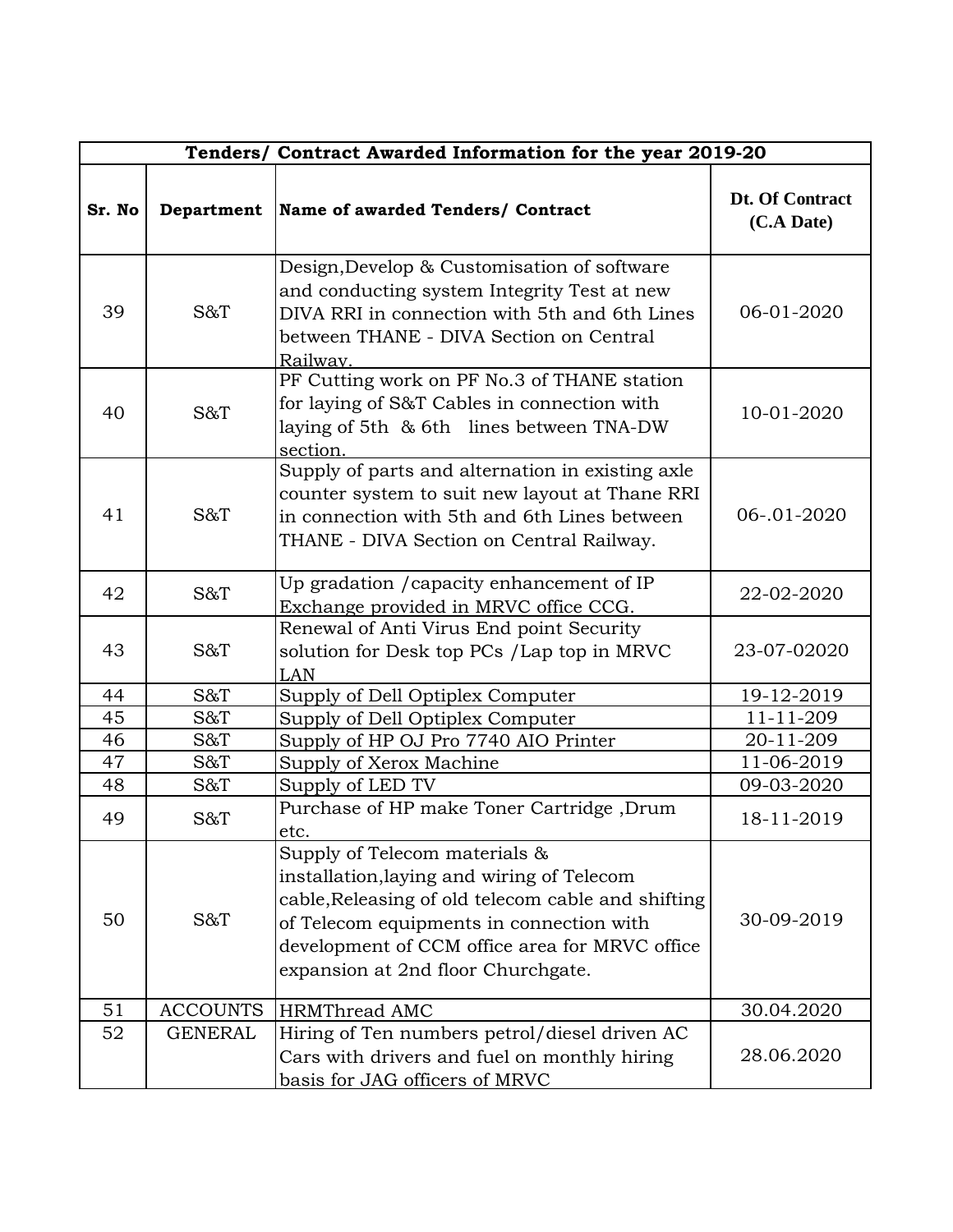| Tenders/ Contract Awarded Information for the year 2019-20 | | | |
|---|---|---|---|
| **Sr. No** | **Department** | **Name of awarded Tenders/ Contract** | **Dt. Of Contract (C.A Date)** |
| 39 | S&T | Design,Develop & Customisation of software and conducting system Integrity Test at new DIVA RRI in connection with 5th and 6th Lines between THANE - DIVA Section on Central Railway. | 06-01-2020 |
| 40 | S&T | PF Cutting work on PF No.3 of THANE station for laying of S&T Cables in connection with laying of 5th & 6th lines between TNA-DW section. | 10-01-2020 |
| 41 | S&T | Supply of parts and alternation in existing axle counter system to suit new layout at Thane RRI in connection with 5th and 6th Lines between THANE - DIVA Section on Central Railway. | 06-.01-2020 |
| 42 | S&T | Up gradation /capacity enhancement of IP Exchange provided in MRVC office CCG. | 22-02-2020 |
| 43 | S&T | Renewal of Anti Virus End point Security solution for Desk top PCs /Lap top in MRVC LAN | 23-07-02020 |
| 44 | S&T | Supply of Dell Optiplex Computer | 19-12-2019 |
| 45 | S&T | Supply of Dell Optiplex Computer | 11-11-209 |
| 46 | S&T | Supply of HP OJ Pro 7740 AIO Printer | 20-11-209 |
| 47 | S&T | Supply of Xerox Machine | 11-06-2019 |
| 48 | S&T | Supply of LED TV | 09-03-2020 |
| 49 | S&T | Purchase of HP make Toner Cartridge ,Drum etc. | 18-11-2019 |
| 50 | S&T | Supply of Telecom materials & installation,laying and wiring of Telecom cable,Releasing of old telecom cable and shifting of Telecom equipments in connection with development of CCM office area for MRVC office expansion at 2nd floor Churchgate. | 30-09-2019 |
| 51 | ACCOUNTS | HRMThread AMC | 30.04.2020 |
| 52 | GENERAL | Hiring of Ten numbers petrol/diesel driven AC Cars with drivers and fuel on monthly hiring basis for JAG officers of MRVC | 28.06.2020 |